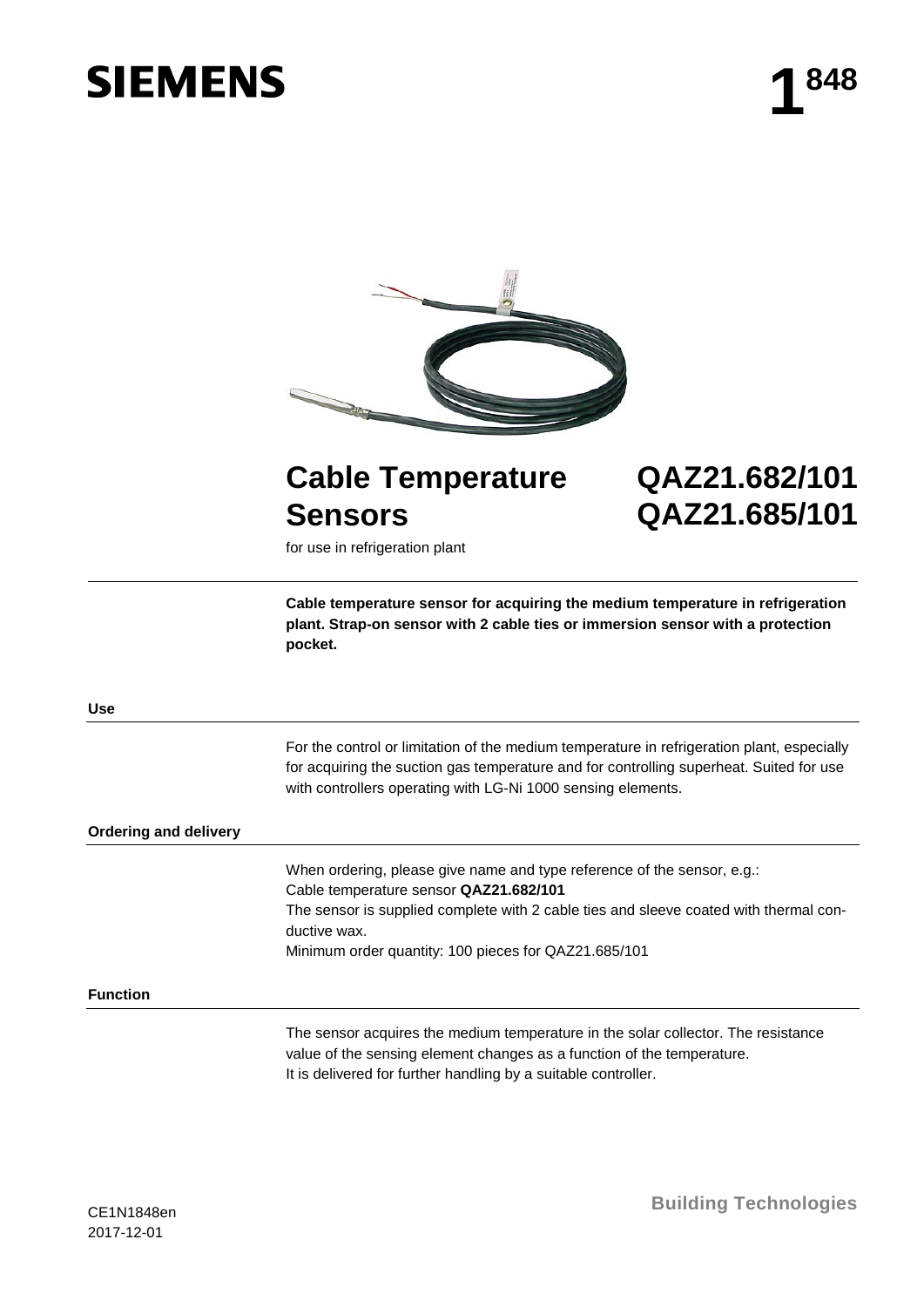**SIEMENS**

**1 848**

# Cable Temperature Sensors

# QAZ21.682/101
# QAZ21.685/101

for use in refrigeration plant

**Cable temperature sensor for acquiring the medium temperature in refrigeration plant. Strap-on sensor with 2 cable ties or immersion sensor with a protection pocket.**

## Use

For the control or limitation of the medium temperature in refrigeration plant, especially for acquiring the suction gas temperature and for controlling superheat. Suited for use with controllers operating with LG-Ni 1000 sensing elements.

## Ordering and delivery

When ordering, please give name and type reference of the sensor, e.g.:
Cable temperature sensor **QAZ21.682/101**
The sensor is supplied complete with 2 cable ties and sleeve coated with thermal conductive wax.
Minimum order quantity: 100 pieces for QAZ21.685/101

## Function

The sensor acquires the medium temperature in the solar collector. The resistance value of the sensing element changes as a function of the temperature.
It is delivered for further handling by a suitable controller.

CE1N1848en
2017-12-01

Building Technologies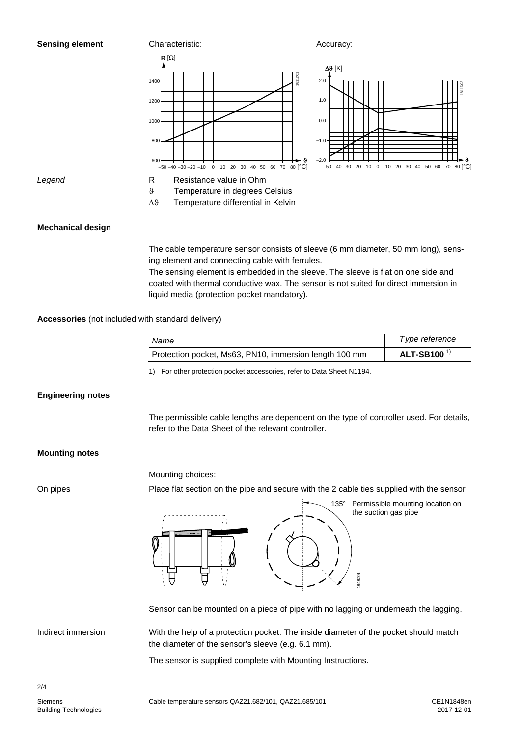## Sensing element

Characteristic:

Accuracy:

*Legend*

- R Resistance value in Ohm
- $\vartheta$ Temperature in degrees Celsius
- $\Delta\vartheta$ Temperature differential in Kelvin

## Mechanical design

The cable temperature sensor consists of sleeve (6 mm diameter, 50 mm long), sensing element and connecting cable with ferrules.
The sensing element is embedded in the sleeve. The sleeve is flat on one side and coated with thermal conductive wax. The sensor is not suited for direct immersion in liquid media (protection pocket mandatory).

## Accessories (not included with standard delivery)

| *Name* | *Type reference* |
|---|---|
| Protection pocket, Ms63, PN10, immersion length 100 mm | **ALT-SB100** [1] |

1) For other protection pocket accessories, refer to Data Sheet N1194.

## Engineering notes

The permissible cable lengths are dependent on the type of controller used. For details, refer to the Data Sheet of the relevant controller.

## Mounting notes

Mounting choices:

On pipes

Place flat section on the pipe and secure with the 2 cable ties supplied with the sensor

135° Permissible mounting location on the suction gas pipe

Sensor can be mounted on a piece of pipe with no lagging or underneath the lagging.

Indirect immersion

With the help of a protection pocket. The inside diameter of the pocket should match the diameter of the sensor's sleeve (e.g. 6.1 mm).

The sensor is supplied complete with Mounting Instructions.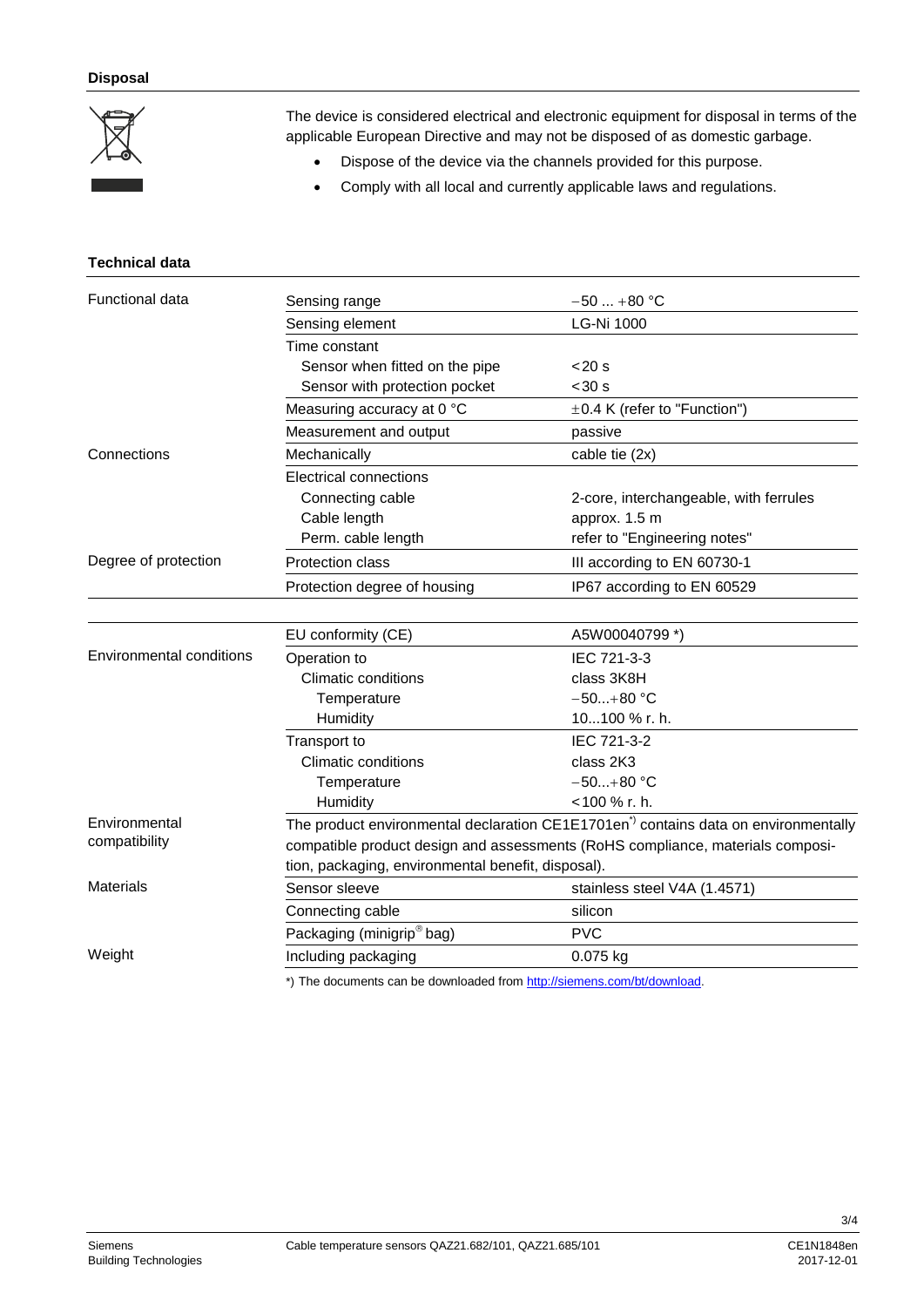## Disposal

The device is considered electrical and electronic equipment for disposal in terms of the applicable European Directive and may not be disposed of as domestic garbage.

- Dispose of the device via the channels provided for this purpose.
- Comply with all local and currently applicable laws and regulations.

## Technical data

| | | |
|---|---|---|
| Functional data | Sensing range | −50 ... +80 °C |
| | Sensing element | LG-Ni 1000 |
| | Time constant | |
| | Sensor when fitted on the pipe | <20 s |
| | Sensor with protection pocket | <30 s |
| | Measuring accuracy at 0 °C | ±0.4 K (refer to "Function") |
| | Measurement and output | passive |
| Connections | Mechanically | cable tie (2x) |
| | Electrical connections | |
| | Connecting cable | 2-core, interchangeable, with ferrules |
| | Cable length | approx. 1.5 m |
| | Perm. cable length | refer to "Engineering notes" |
| Degree of protection | Protection class | III according to EN 60730-1 |
| | Protection degree of housing | IP67 according to EN 60529 |

| | | |
|---|---|---|
| | EU conformity (CE) | A5W00040799 *) |
| Environmental conditions | Operation to | IEC 721-3-3 |
| | Climatic conditions | class 3K8H |
| | Temperature | −50...+80 °C |
| | Humidity | 10...100 % r. h. |
| | Transport to | IEC 721-3-2 |
| | Climatic conditions | class 2K3 |
| | Temperature | −50...+80 °C |
| | Humidity | <100 % r. h. |
| Environmental compatibility | The product environmental declaration CE1E1701en*) contains data on environmentally compatible product design and assessments (RoHS compliance, materials composition, packaging, environmental benefit, disposal). | |
| Materials | Sensor sleeve | stainless steel V4A (1.4571) |
| | Connecting cable | silicon |
| | Packaging (minigrip® bag) | PVC |
| Weight | Including packaging | 0.075 kg |

*) The documents can be downloaded from http://siemens.com/bt/download.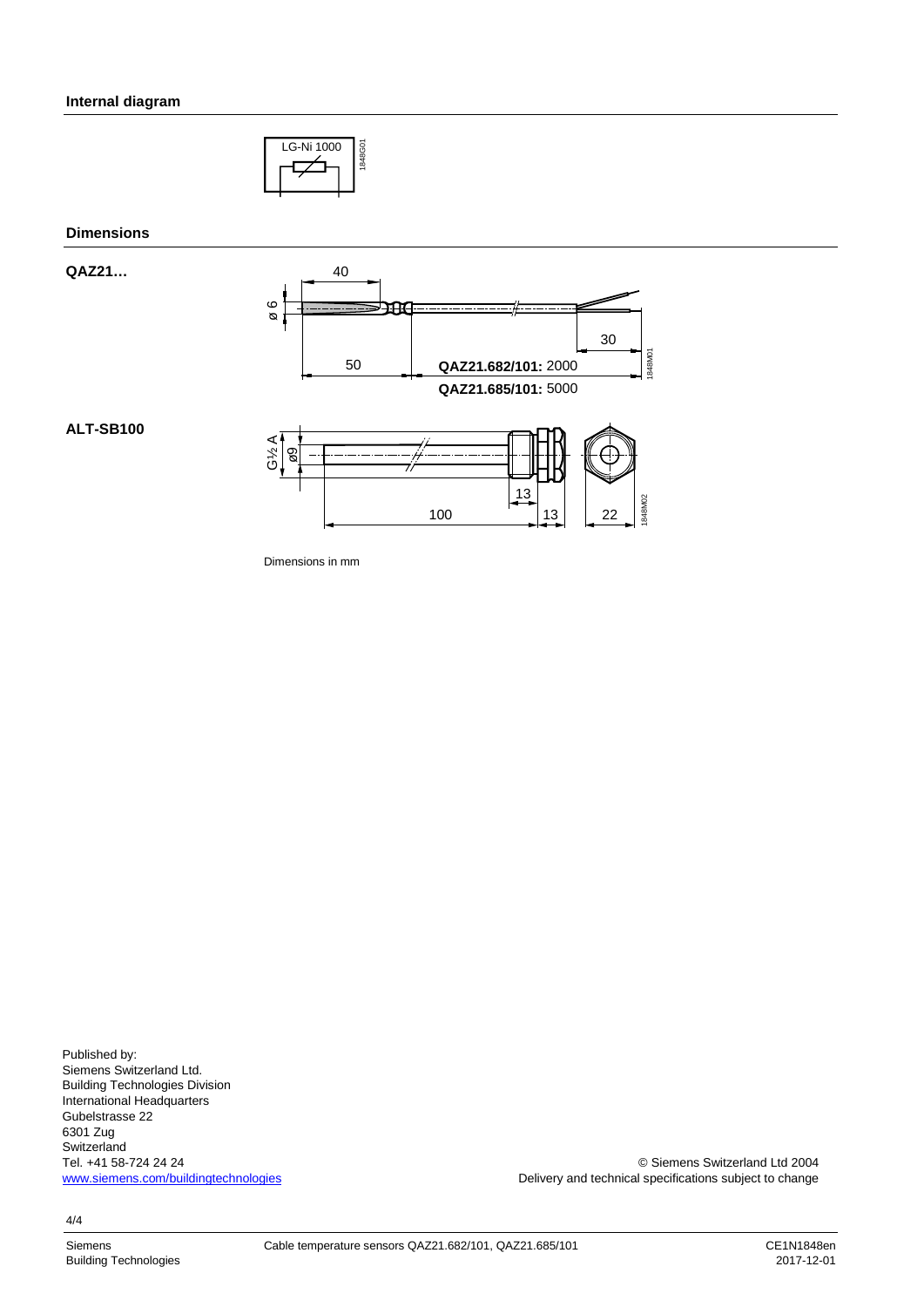## Internal diagram

LG-Ni 1000

1848G01

## Dimensions

**QAZ21…**

40

ø 6

30

50

**QAZ21.682/101:** 2000

**QAZ21.685/101:** 5000

1848M01

**ALT-SB100**

G½ A

ø9

13

100

13

22

1848M02

Dimensions in mm

Published by:
Siemens Switzerland Ltd.
Building Technologies Division
International Headquarters
Gubelstrasse 22
6301 Zug
Switzerland
Tel. +41 58-724 24 24
www.siemens.com/buildingtechnologies

© Siemens Switzerland Ltd 2004
Delivery and technical specifications subject to change